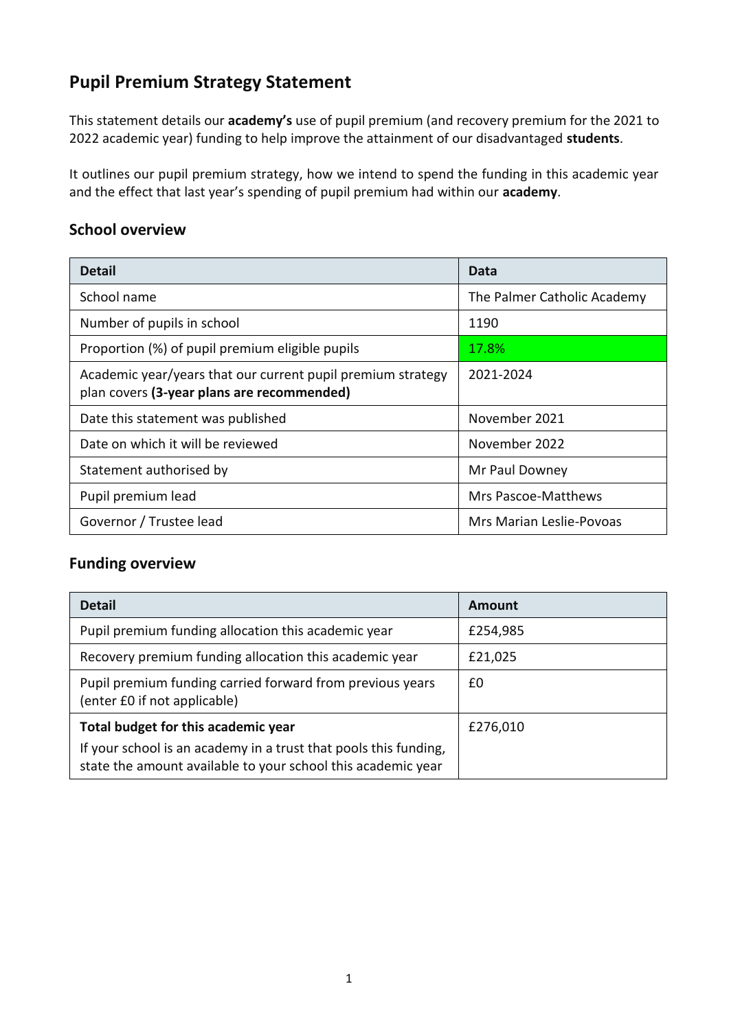# Pupil Premium Strategy Statement

This statement details our **academy's** use of pupil premium (and recovery premium for the 2021 to 2022 academic year) funding to help improve the attainment of our disadvantaged **students**.

It outlines our pupil premium strategy, how we intend to spend the funding in this academic year and the effect that last year's spending of pupil premium had within our **academy**.

## School overview

| Detail | Data |
|---|---|
| School name | The Palmer Catholic Academy |
| Number of pupils in school | 1190 |
| Proportion (%) of pupil premium eligible pupils | 17.8% |
| Academic year/years that our current pupil premium strategy plan covers **(3-year plans are recommended)** | 2021-2024 |
| Date this statement was published | November 2021 |
| Date on which it will be reviewed | November 2022 |
| Statement authorised by | Mr Paul Downey |
| Pupil premium lead | Mrs Pascoe-Matthews |
| Governor / Trustee lead | Mrs Marian Leslie-Povoas |

## Funding overview

| Detail | Amount |
|---|---|
| Pupil premium funding allocation this academic year | £254,985 |
| Recovery premium funding allocation this academic year | £21,025 |
| Pupil premium funding carried forward from previous years (enter £0 if not applicable) | £0 |
| **Total budget for this academic year**<br>If your school is an academy in a trust that pools this funding, state the amount available to your school this academic year | £276,010 |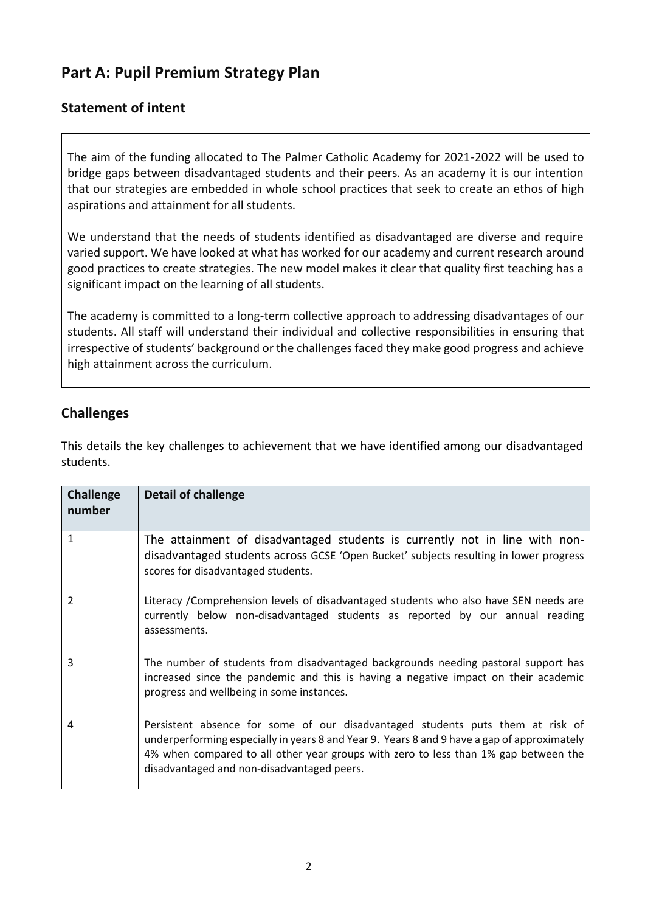# Part A: Pupil Premium Strategy Plan

## Statement of intent

The aim of the funding allocated to The Palmer Catholic Academy for 2021-2022 will be used to bridge gaps between disadvantaged students and their peers. As an academy it is our intention that our strategies are embedded in whole school practices that seek to create an ethos of high aspirations and attainment for all students.

We understand that the needs of students identified as disadvantaged are diverse and require varied support. We have looked at what has worked for our academy and current research around good practices to create strategies. The new model makes it clear that quality first teaching has a significant impact on the learning of all students.

The academy is committed to a long-term collective approach to addressing disadvantages of our students. All staff will understand their individual and collective responsibilities in ensuring that irrespective of students' background or the challenges faced they make good progress and achieve high attainment across the curriculum.

## Challenges

This details the key challenges to achievement that we have identified among our disadvantaged students.

| Challenge number | Detail of challenge |
|---|---|
| 1 | The attainment of disadvantaged students is currently not in line with non-disadvantaged students across GCSE 'Open Bucket' subjects resulting in lower progress scores for disadvantaged students. |
| 2 | Literacy /Comprehension levels of disadvantaged students who also have SEN needs are currently below non-disadvantaged students as reported by our annual reading assessments. |
| 3 | The number of students from disadvantaged backgrounds needing pastoral support has increased since the pandemic and this is having a negative impact on their academic progress and wellbeing in some instances. |
| 4 | Persistent absence for some of our disadvantaged students puts them at risk of underperforming especially in years 8 and Year 9. Years 8 and 9 have a gap of approximately 4% when compared to all other year groups with zero to less than 1% gap between the disadvantaged and non-disadvantaged peers. |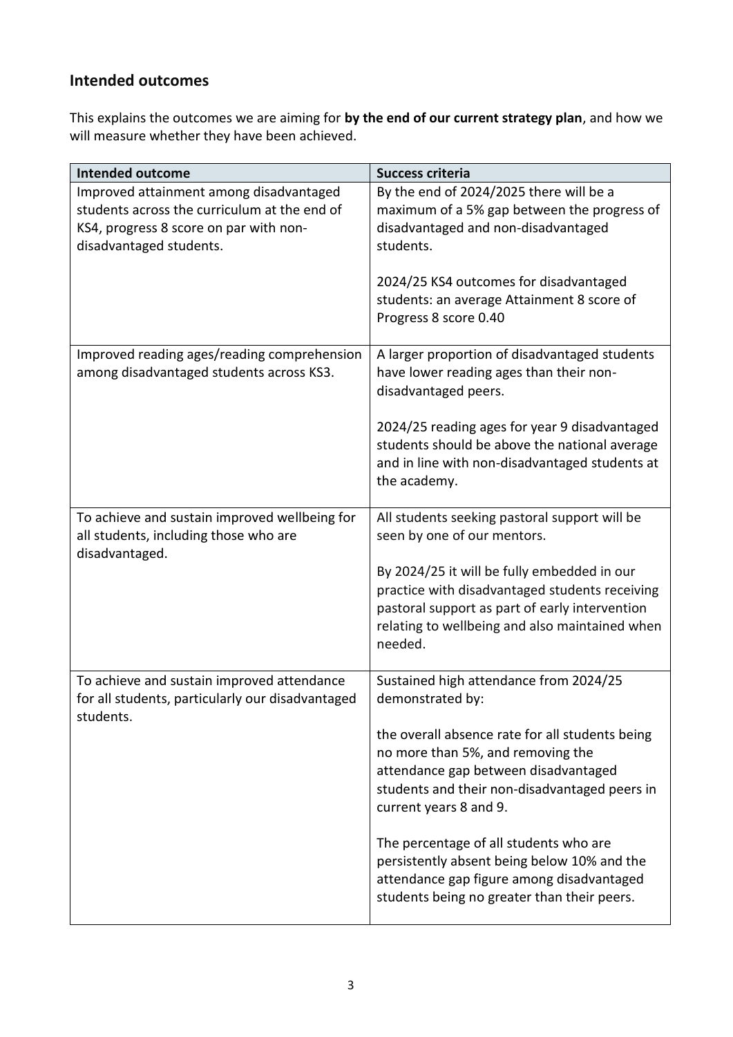## Intended outcomes

This explains the outcomes we are aiming for **by the end of our current strategy plan**, and how we will measure whether they have been achieved.

| Intended outcome | Success criteria |
|---|---|
| Improved attainment among disadvantaged students across the curriculum at the end of KS4, progress 8 score on par with non-disadvantaged students. | By the end of 2024/2025 there will be a maximum of a 5% gap between the progress of disadvantaged and non-disadvantaged students.<br><br>2024/25 KS4 outcomes for disadvantaged students: an average Attainment 8 score of Progress 8 score 0.40 |
| Improved reading ages/reading comprehension among disadvantaged students across KS3. | A larger proportion of disadvantaged students have lower reading ages than their non-disadvantaged peers.<br><br>2024/25 reading ages for year 9 disadvantaged students should be above the national average and in line with non-disadvantaged students at the academy. |
| To achieve and sustain improved wellbeing for all students, including those who are disadvantaged. | All students seeking pastoral support will be seen by one of our mentors.<br><br>By 2024/25 it will be fully embedded in our practice with disadvantaged students receiving pastoral support as part of early intervention relating to wellbeing and also maintained when needed. |
| To achieve and sustain improved attendance for all students, particularly our disadvantaged students. | Sustained high attendance from 2024/25 demonstrated by:<br><br>the overall absence rate for all students being no more than 5%, and removing the attendance gap between disadvantaged students and their non-disadvantaged peers in current years 8 and 9.<br><br>The percentage of all students who are persistently absent being below 10% and the attendance gap figure among disadvantaged students being no greater than their peers. |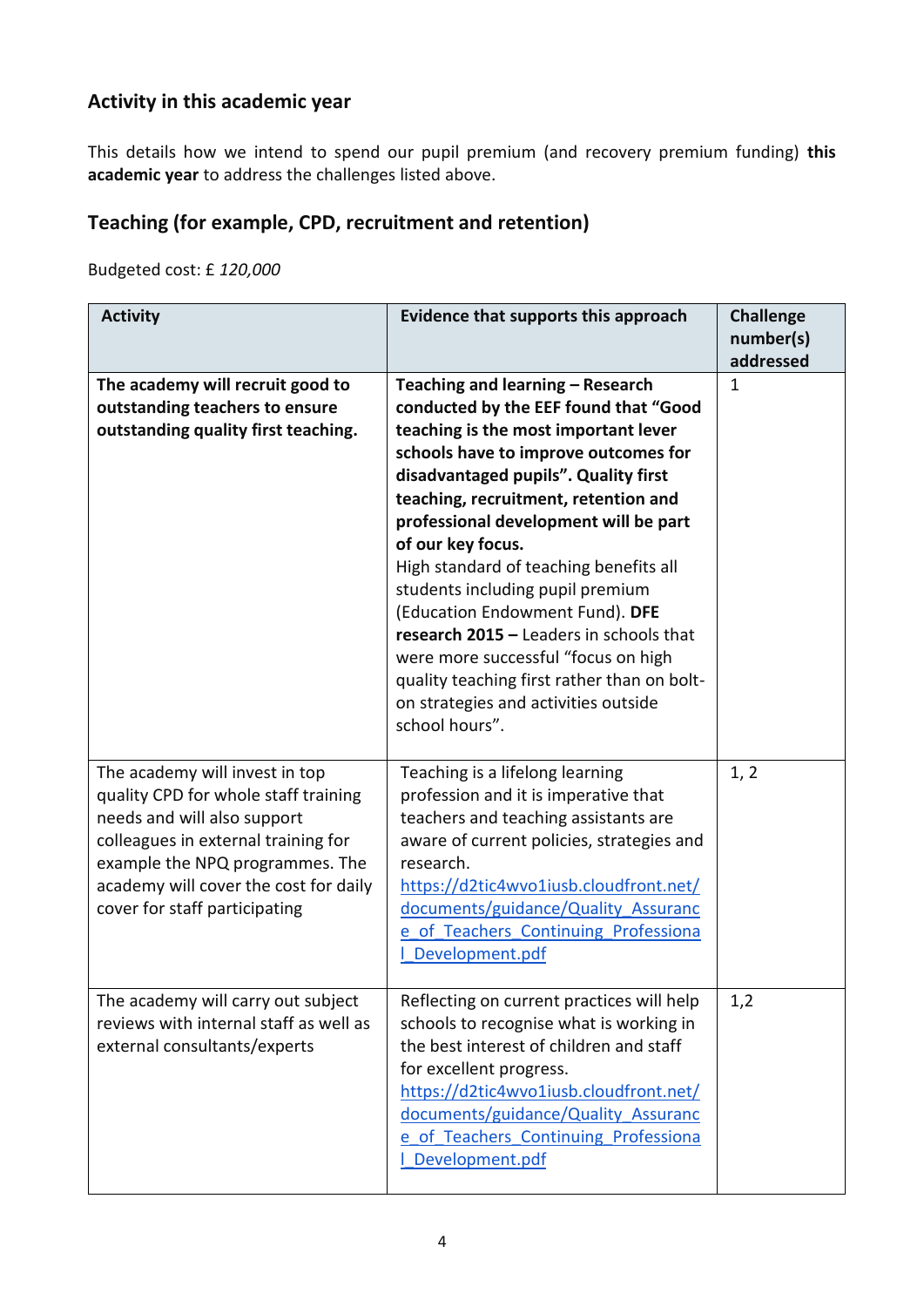## Activity in this academic year

This details how we intend to spend our pupil premium (and recovery premium funding) **this academic year** to address the challenges listed above.

## Teaching (for example, CPD, recruitment and retention)

Budgeted cost: £ *120,000*

| Activity | Evidence that supports this approach | Challenge number(s) addressed |
|---|---|---|
| **The academy will recruit good to outstanding teachers to ensure outstanding quality first teaching.** | **Teaching and learning – Research conducted by the EEF found that "Good teaching is the most important lever schools have to improve outcomes for disadvantaged pupils". Quality first teaching, recruitment, retention and professional development will be part of our key focus.** High standard of teaching benefits all students including pupil premium (Education Endowment Fund). **DFE research 2015 –** Leaders in schools that were more successful "focus on high quality teaching first rather than on bolt-on strategies and activities outside school hours". | 1 |
| The academy will invest in top quality CPD for whole staff training needs and will also support colleagues in external training for example the NPQ programmes. The academy will cover the cost for daily cover for staff participating | Teaching is a lifelong learning profession and it is imperative that teachers and teaching assistants are aware of current policies, strategies and research. https://d2tic4wvo1iusb.cloudfront.net/documents/guidance/Quality_Assurance_of_Teachers_Continuing_Professional_Development.pdf | 1, 2 |
| The academy will carry out subject reviews with internal staff as well as external consultants/experts | Reflecting on current practices will help schools to recognise what is working in the best interest of children and staff for excellent progress. https://d2tic4wvo1iusb.cloudfront.net/documents/guidance/Quality_Assurance_of_Teachers_Continuing_Professional_Development.pdf | 1,2 |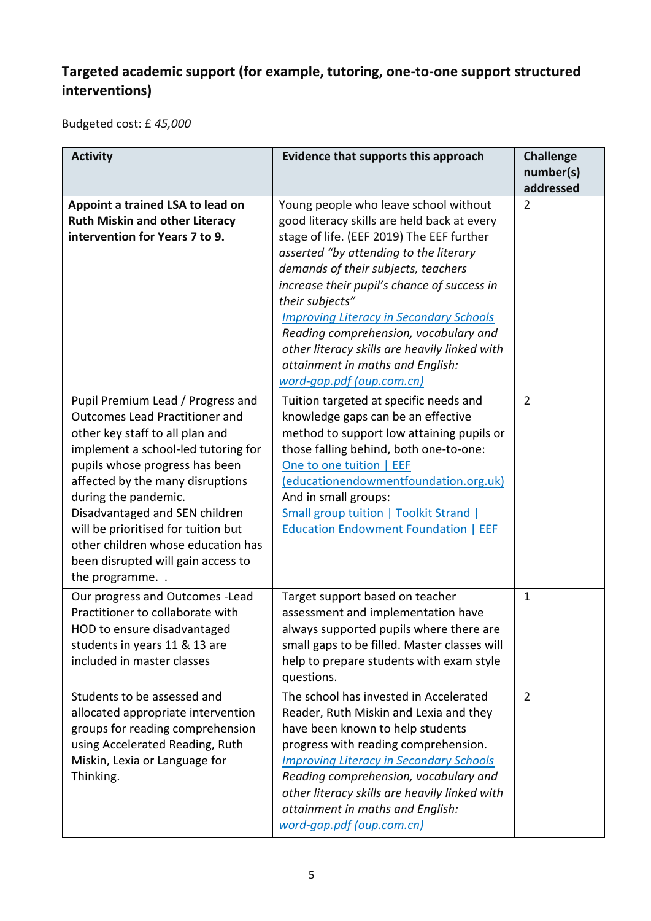### Targeted academic support (for example, tutoring, one-to-one support structured interventions)

Budgeted cost: £ *45,000*

| Activity | Evidence that supports this approach | Challenge number(s) addressed |
|---|---|---|
| **Appoint a trained LSA to lead on Ruth Miskin and other Literacy intervention for Years 7 to 9.** | Young people who leave school without good literacy skills are held back at every stage of life. (EEF 2019) The EEF further *asserted "by attending to the literary demands of their subjects, teachers increase their pupil's chance of success in their subjects"* [*Improving Literacy in Secondary Schools*] *Reading comprehension, vocabulary and other literacy skills are heavily linked with attainment in maths and English:* [*word-gap.pdf (oup.com.cn)*] | 2 |
| Pupil Premium Lead / Progress and Outcomes Lead Practitioner and other key staff to all plan and implement a school-led tutoring for pupils whose progress has been affected by the many disruptions during the pandemic. Disadvantaged and SEN children will be prioritised for tuition but other children whose education has been disrupted will gain access to the programme. . | Tuition targeted at specific needs and knowledge gaps can be an effective method to support low attaining pupils or those falling behind, both one-to-one: [One to one tuition \| EEF (educationendowmentfoundation.org.uk)] And in small groups: [Small group tuition \| Toolkit Strand \| Education Endowment Foundation \| EEF] | 2 |
| Our progress and Outcomes -Lead Practitioner to collaborate with HOD to ensure disadvantaged students in years 11 & 13 are included in master classes | Target support based on teacher assessment and implementation have always supported pupils where there are small gaps to be filled. Master classes will help to prepare students with exam style questions. | 1 |
| Students to be assessed and allocated appropriate intervention groups for reading comprehension using Accelerated Reading, Ruth Miskin, Lexia or Language for Thinking. | The school has invested in Accelerated Reader, Ruth Miskin and Lexia and they have been known to help students progress with reading comprehension. [*Improving Literacy in Secondary Schools*] *Reading comprehension, vocabulary and other literacy skills are heavily linked with attainment in maths and English:* [*word-gap.pdf (oup.com.cn)*] | 2 |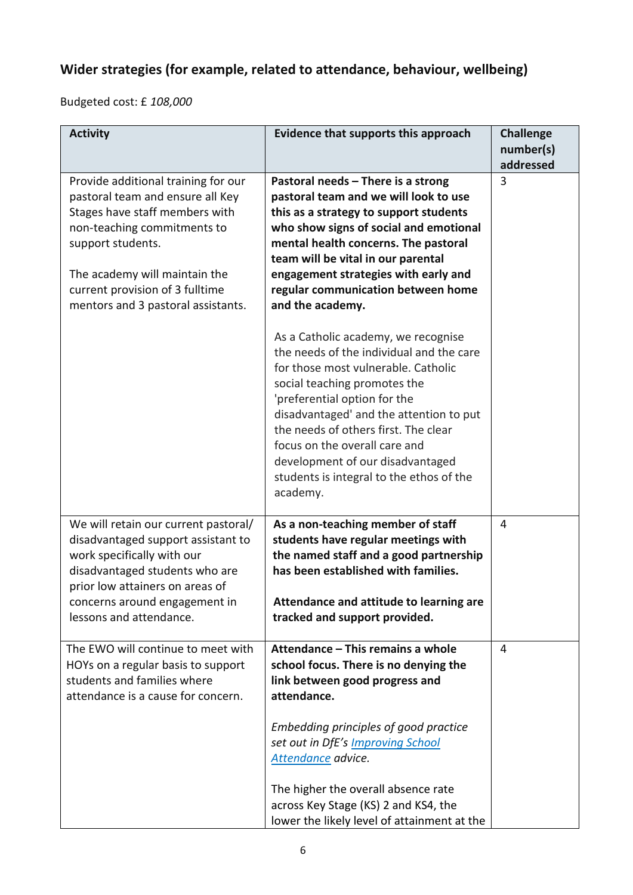### Wider strategies (for example, related to attendance, behaviour, wellbeing)

Budgeted cost: £ *108,000*

| Activity | Evidence that supports this approach | Challenge number(s) addressed |
|---|---|---|
| Provide additional training for our pastoral team and ensure all Key Stages have staff members with non-teaching commitments to support students.<br><br>The academy will maintain the current provision of 3 fulltime mentors and 3 pastoral assistants. | **Pastoral needs – There is a strong pastoral team and we will look to use this as a strategy to support students who show signs of social and emotional mental health concerns. The pastoral team will be vital in our parental engagement strategies with early and regular communication between home and the academy.**<br><br>As a Catholic academy, we recognise the needs of the individual and the care for those most vulnerable. Catholic social teaching promotes the 'preferential option for the disadvantaged' and the attention to put the needs of others first. The clear focus on the overall care and development of our disadvantaged students is integral to the ethos of the academy. | 3 |
| We will retain our current pastoral/ disadvantaged support assistant to work specifically with our disadvantaged students who are prior low attainers on areas of concerns around engagement in lessons and attendance. | **As a non-teaching member of staff students have regular meetings with the named staff and a good partnership has been established with families.**<br><br>**Attendance and attitude to learning are tracked and support provided.** | 4 |
| The EWO will continue to meet with HOYs on a regular basis to support students and families where attendance is a cause for concern. | **Attendance – This remains a whole school focus. There is no denying the link between good progress and attendance.**<br><br>*Embedding principles of good practice set out in DfE's [Improving School Attendance](#) advice.*<br><br>The higher the overall absence rate across Key Stage (KS) 2 and KS4, the lower the likely level of attainment at the | 4 |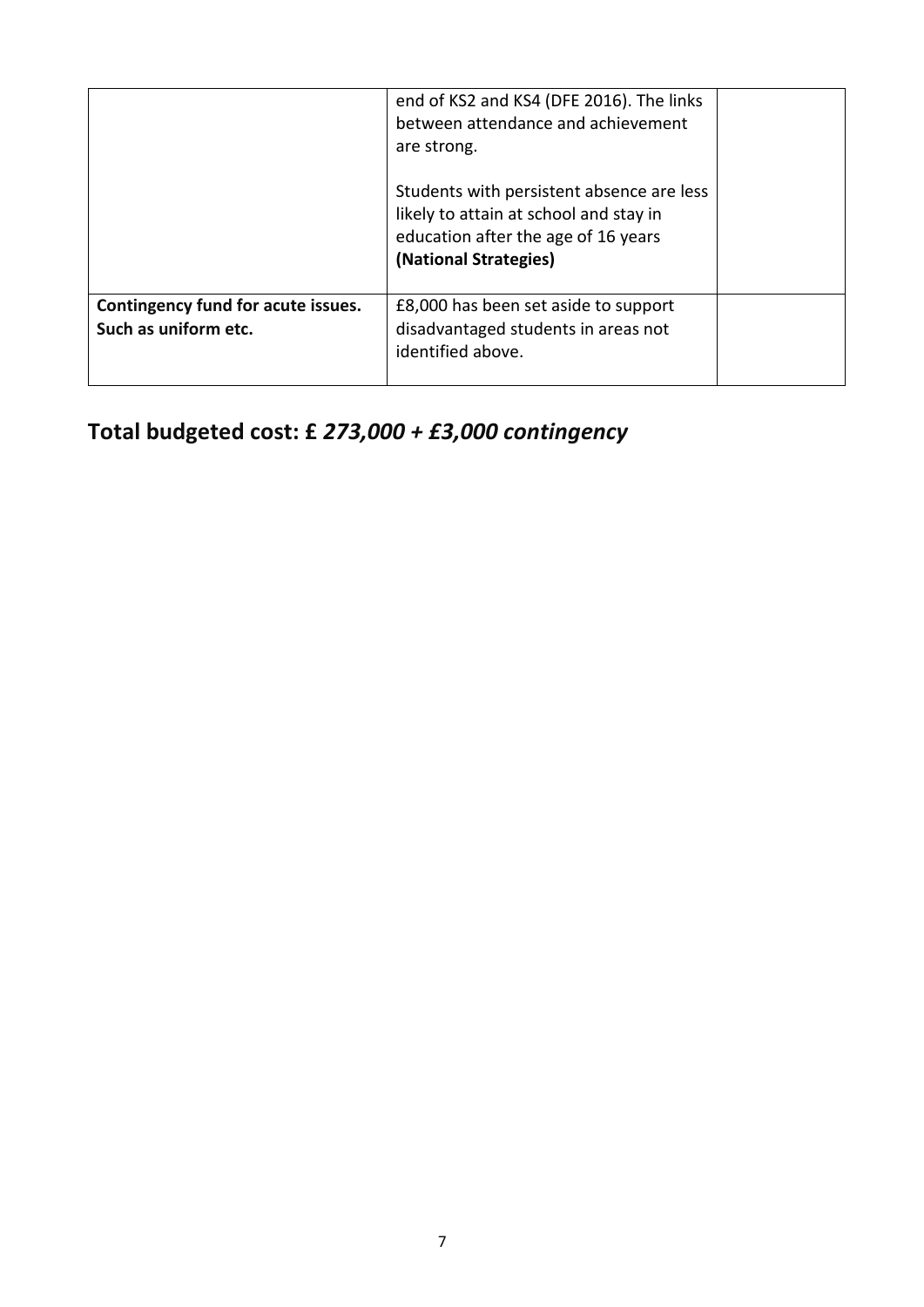|  |  |  |
| --- | --- | --- |
|  | end of KS2 and KS4 (DFE 2016). The links between attendance and achievement are strong.<br><br>Students with persistent absence are less likely to attain at school and stay in education after the age of 16 years **(National Strategies)** |  |
| **Contingency fund for acute issues. Such as uniform etc.** | £8,000 has been set aside to support disadvantaged students in areas not identified above. |  |

## Total budgeted cost: £ *273,000 + £3,000 contingency*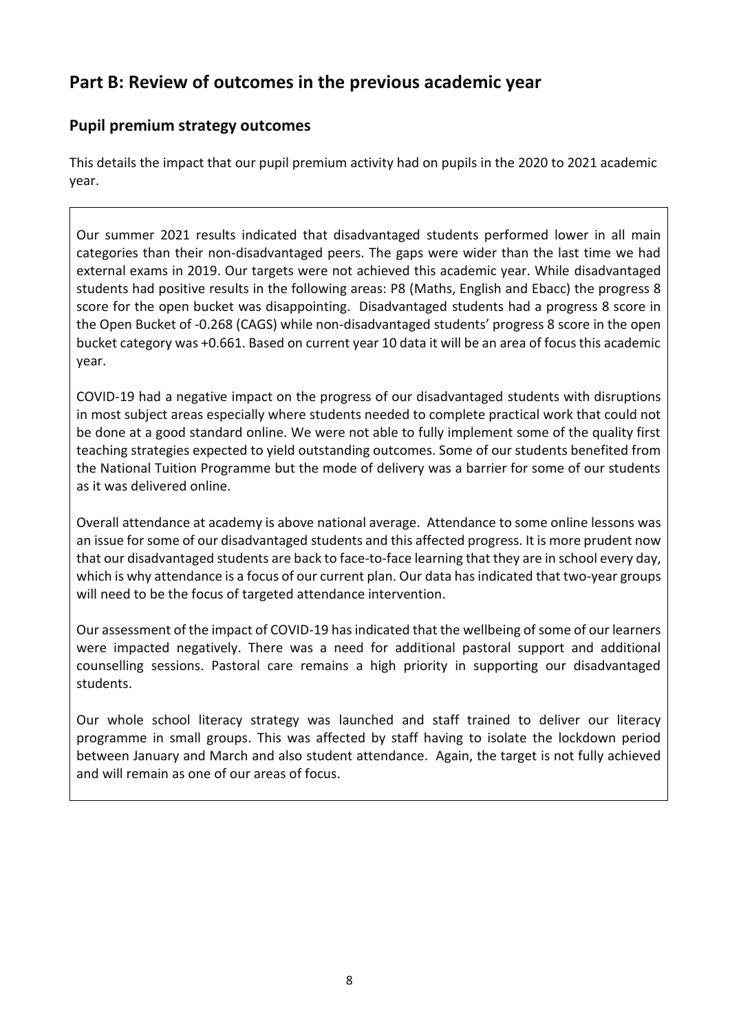## Part B: Review of outcomes in the previous academic year

### Pupil premium strategy outcomes

This details the impact that our pupil premium activity had on pupils in the 2020 to 2021 academic year.

Our summer 2021 results indicated that disadvantaged students performed lower in all main categories than their non-disadvantaged peers. The gaps were wider than the last time we had external exams in 2019. Our targets were not achieved this academic year. While disadvantaged students had positive results in the following areas: P8 (Maths, English and Ebacc) the progress 8 score for the open bucket was disappointing. Disadvantaged students had a progress 8 score in the Open Bucket of -0.268 (CAGS) while non-disadvantaged students' progress 8 score in the open bucket category was +0.661. Based on current year 10 data it will be an area of focus this academic year.

COVID-19 had a negative impact on the progress of our disadvantaged students with disruptions in most subject areas especially where students needed to complete practical work that could not be done at a good standard online. We were not able to fully implement some of the quality first teaching strategies expected to yield outstanding outcomes. Some of our students benefited from the National Tuition Programme but the mode of delivery was a barrier for some of our students as it was delivered online.

Overall attendance at academy is above national average. Attendance to some online lessons was an issue for some of our disadvantaged students and this affected progress. It is more prudent now that our disadvantaged students are back to face-to-face learning that they are in school every day, which is why attendance is a focus of our current plan. Our data has indicated that two-year groups will need to be the focus of targeted attendance intervention.

Our assessment of the impact of COVID-19 has indicated that the wellbeing of some of our learners were impacted negatively. There was a need for additional pastoral support and additional counselling sessions. Pastoral care remains a high priority in supporting our disadvantaged students.

Our whole school literacy strategy was launched and staff trained to deliver our literacy programme in small groups. This was affected by staff having to isolate the lockdown period between January and March and also student attendance. Again, the target is not fully achieved and will remain as one of our areas of focus.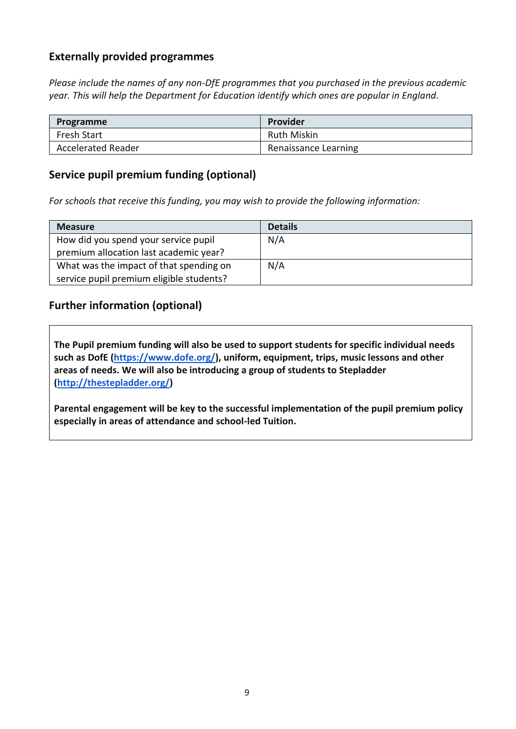## Externally provided programmes

*Please include the names of any non-DfE programmes that you purchased in the previous academic year. This will help the Department for Education identify which ones are popular in England.*

| Programme | Provider |
|---|---|
| Fresh Start | Ruth Miskin |
| Accelerated Reader | Renaissance Learning |

## Service pupil premium funding (optional)

*For schools that receive this funding, you may wish to provide the following information:*

| Measure | Details |
|---|---|
| How did you spend your service pupil premium allocation last academic year? | N/A |
| What was the impact of that spending on service pupil premium eligible students? | N/A |

## Further information (optional)

**The Pupil premium funding will also be used to support students for specific individual needs such as DofE (https://www.dofe.org/), uniform, equipment, trips, music lessons and other areas of needs. We will also be introducing a group of students to Stepladder (http://thestepladder.org/)**

**Parental engagement will be key to the successful implementation of the pupil premium policy especially in areas of attendance and school-led Tuition.**